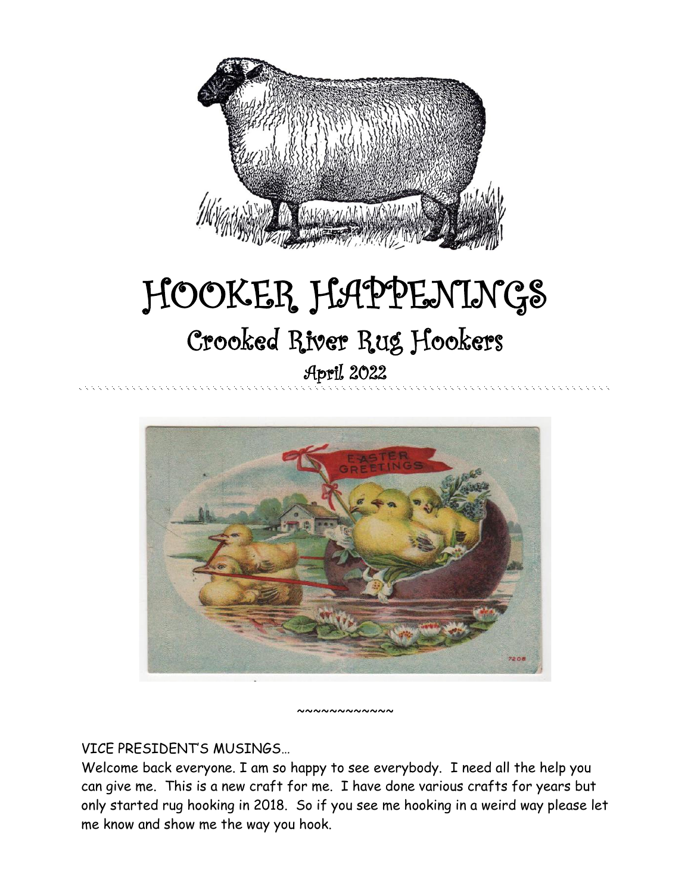# HOOKER HAPPENINGS

## Crooked River Rug Hookers

### April 2022

~~~~~~~~~~~~

VICE PRESIDENT'S MUSINGS…

Welcome back everyone. I am so happy to see everybody. I need all the help you can give me. This is a new craft for me. I have done various crafts for years but only started rug hooking in 2018. So if you see me hooking in a weird way please let me know and show me the way you hook.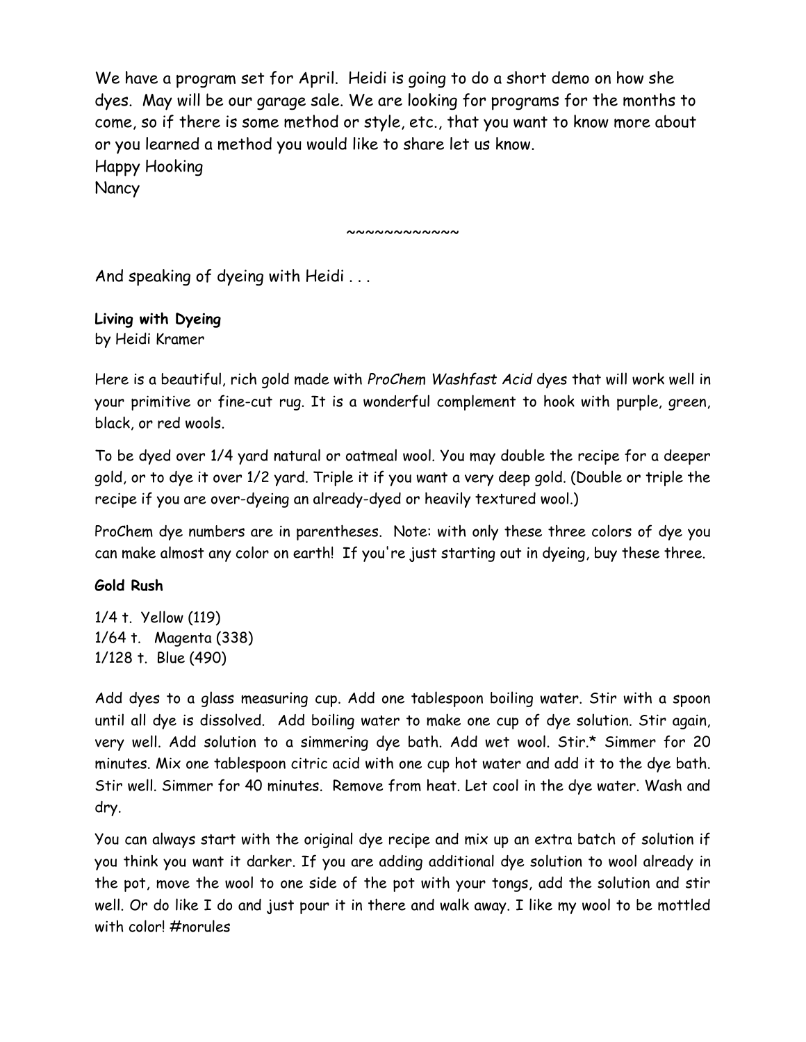We have a program set for April. Heidi is going to do a short demo on how she dyes. May will be our garage sale. We are looking for programs for the months to come, so if there is some method or style, etc., that you want to know more about or you learned a method you would like to share let us know.
Happy Hooking
Nancy

~~~~~~~~~~~~

And speaking of dyeing with Heidi . . .

**Living with Dyeing**
by Heidi Kramer

Here is a beautiful, rich gold made with *ProChem Washfast Acid* dyes that will work well in your primitive or fine-cut rug. It is a wonderful complement to hook with purple, green, black, or red wools.

To be dyed over 1/4 yard natural or oatmeal wool. You may double the recipe for a deeper gold, or to dye it over 1/2 yard. Triple it if you want a very deep gold. (Double or triple the recipe if you are over-dyeing an already-dyed or heavily textured wool.)

ProChem dye numbers are in parentheses. Note: with only these three colors of dye you can make almost any color on earth! If you're just starting out in dyeing, buy these three.

**Gold Rush**

1/4 t. Yellow (119)
1/64 t. Magenta (338)
1/128 t. Blue (490)

Add dyes to a glass measuring cup. Add one tablespoon boiling water. Stir with a spoon until all dye is dissolved. Add boiling water to make one cup of dye solution. Stir again, very well. Add solution to a simmering dye bath. Add wet wool. Stir.* Simmer for 20 minutes. Mix one tablespoon citric acid with one cup hot water and add it to the dye bath. Stir well. Simmer for 40 minutes. Remove from heat. Let cool in the dye water. Wash and dry.

You can always start with the original dye recipe and mix up an extra batch of solution if you think you want it darker. If you are adding additional dye solution to wool already in the pot, move the wool to one side of the pot with your tongs, add the solution and stir well. Or do like I do and just pour it in there and walk away. I like my wool to be mottled with color! #norules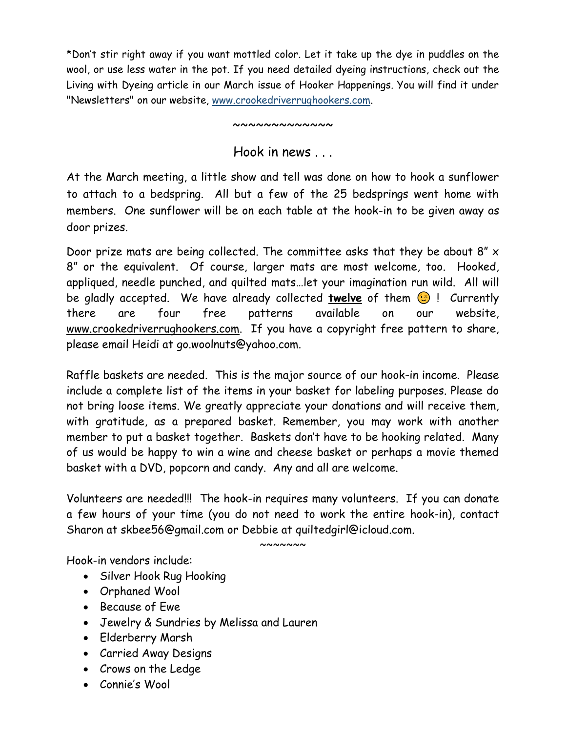*Don't stir right away if you want mottled color. Let it take up the dye in puddles on the wool, or use less water in the pot. If you need detailed dyeing instructions, check out the Living with Dyeing article in our March issue of Hooker Happenings. You will find it under "Newsletters" on our website, www.crookedriverrughookers.com.

~~~~~~~~~~~~~

## Hook in news . . .

At the March meeting, a little show and tell was done on how to hook a sunflower to attach to a bedspring. All but a few of the 25 bedsprings went home with members. One sunflower will be on each table at the hook-in to be given away as door prizes.

Door prize mats are being collected. The committee asks that they be about 8" x 8" or the equivalent. Of course, larger mats are most welcome, too. Hooked, appliqued, needle punched, and quilted mats…let your imagination run wild. All will be gladly accepted. We have already collected **twelve** of them 😉 ! Currently there are four free patterns available on our website, www.crookedriverrughookers.com. If you have a copyright free pattern to share, please email Heidi at go.woolnuts@yahoo.com.

Raffle baskets are needed. This is the major source of our hook-in income. Please include a complete list of the items in your basket for labeling purposes. Please do not bring loose items. We greatly appreciate your donations and will receive them, with gratitude, as a prepared basket. Remember, you may work with another member to put a basket together. Baskets don't have to be hooking related. Many of us would be happy to win a wine and cheese basket or perhaps a movie themed basket with a DVD, popcorn and candy. Any and all are welcome.

Volunteers are needed!!! The hook-in requires many volunteers. If you can donate a few hours of your time (you do not need to work the entire hook-in), contact Sharon at skbee56@gmail.com or Debbie at quiltedgirl@icloud.com.

~~~~~~~

Hook-in vendors include:

- Silver Hook Rug Hooking
- Orphaned Wool
- Because of Ewe
- Jewelry & Sundries by Melissa and Lauren
- Elderberry Marsh
- Carried Away Designs
- Crows on the Ledge
- Connie's Wool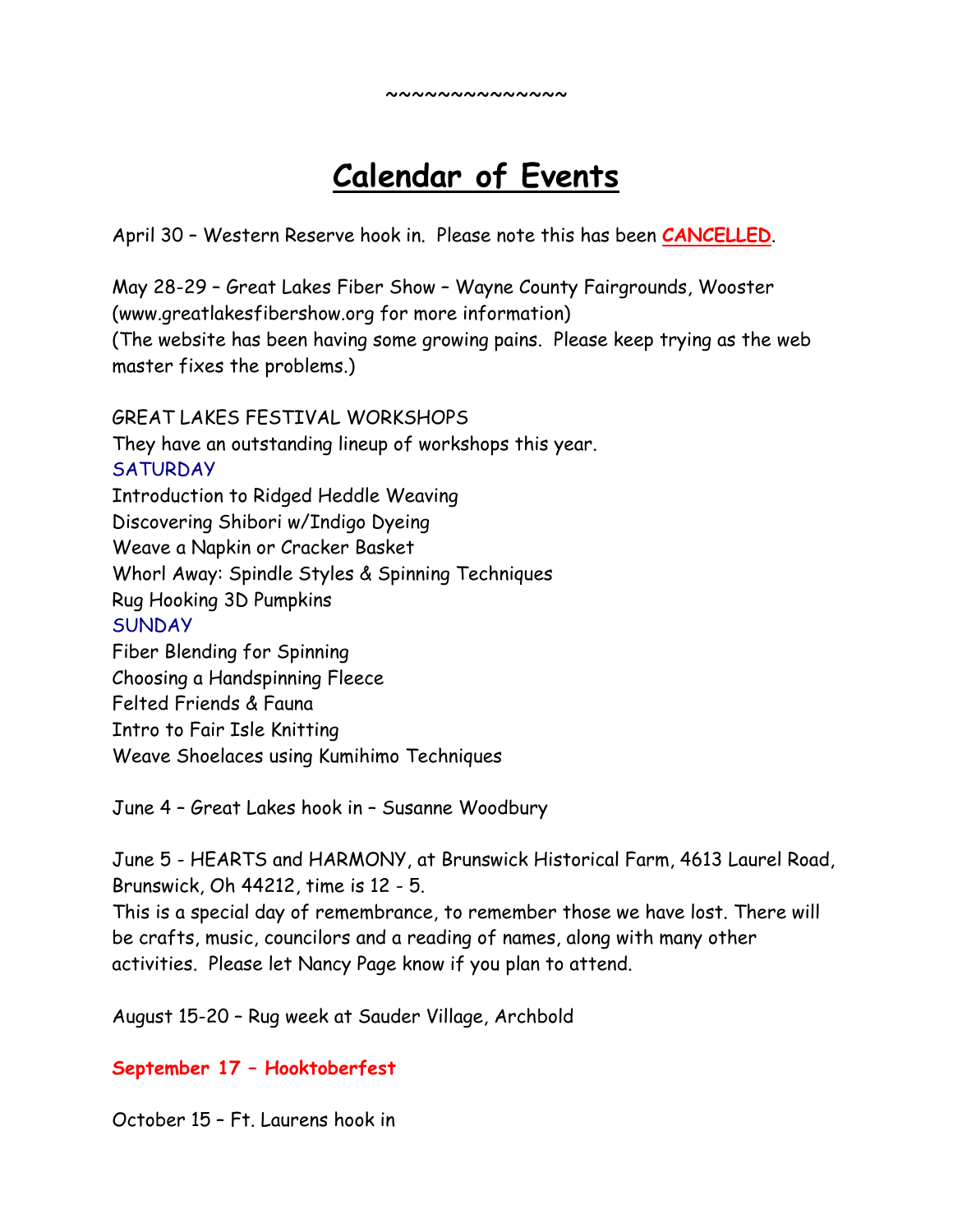~~~~~~~~~~~~~~

# Calendar of Events

April 30 – Western Reserve hook in. Please note this has been **CANCELLED**.

May 28-29 – Great Lakes Fiber Show – Wayne County Fairgrounds, Wooster (www.greatlakesfibershow.org for more information)
(The website has been having some growing pains. Please keep trying as the web master fixes the problems.)

GREAT LAKES FESTIVAL WORKSHOPS
They have an outstanding lineup of workshops this year.
SATURDAY
Introduction to Ridged Heddle Weaving
Discovering Shibori w/Indigo Dyeing
Weave a Napkin or Cracker Basket
Whorl Away: Spindle Styles & Spinning Techniques
Rug Hooking 3D Pumpkins
SUNDAY
Fiber Blending for Spinning
Choosing a Handspinning Fleece
Felted Friends & Fauna
Intro to Fair Isle Knitting
Weave Shoelaces using Kumihimo Techniques

June 4 – Great Lakes hook in – Susanne Woodbury

June 5 - HEARTS and HARMONY, at Brunswick Historical Farm, 4613 Laurel Road, Brunswick, Oh 44212, time is 12 - 5.
This is a special day of remembrance, to remember those we have lost. There will be crafts, music, councilors and a reading of names, along with many other activities. Please let Nancy Page know if you plan to attend.

August 15-20 – Rug week at Sauder Village, Archbold

**September 17 – Hooktoberfest**

October 15 – Ft. Laurens hook in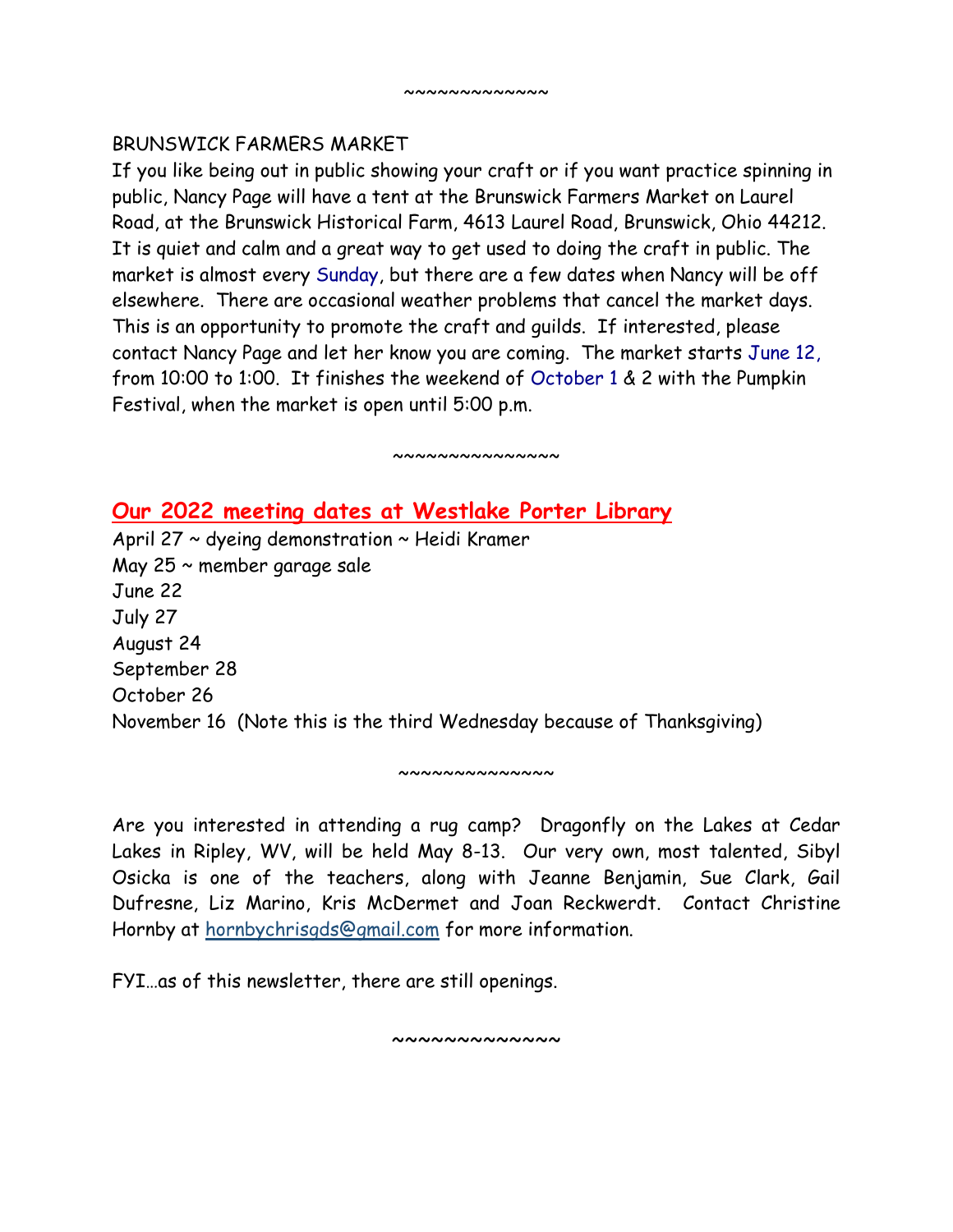~~~~~~~~~~~~~

BRUNSWICK FARMERS MARKET

If you like being out in public showing your craft or if you want practice spinning in public, Nancy Page will have a tent at the Brunswick Farmers Market on Laurel Road, at the Brunswick Historical Farm, 4613 Laurel Road, Brunswick, Ohio 44212. It is quiet and calm and a great way to get used to doing the craft in public. The market is almost every Sunday, but there are a few dates when Nancy will be off elsewhere. There are occasional weather problems that cancel the market days. This is an opportunity to promote the craft and guilds. If interested, please contact Nancy Page and let her know you are coming. The market starts June 12, from 10:00 to 1:00. It finishes the weekend of October 1 & 2 with the Pumpkin Festival, when the market is open until 5:00 p.m.

~~~~~~~~~~~~~~~

## Our 2022 meeting dates at Westlake Porter Library

April 27 ~ dyeing demonstration ~ Heidi Kramer
May 25 ~ member garage sale
June 22
July 27
August 24
September 28
October 26
November 16 (Note this is the third Wednesday because of Thanksgiving)

~~~~~~~~~~~~~~

Are you interested in attending a rug camp? Dragonfly on the Lakes at Cedar Lakes in Ripley, WV, will be held May 8-13. Our very own, most talented, Sibyl Osicka is one of the teachers, along with Jeanne Benjamin, Sue Clark, Gail Dufresne, Liz Marino, Kris McDermet and Joan Reckwerdt. Contact Christine Hornby at hornbychrisgds@gmail.com for more information.

FYI…as of this newsletter, there are still openings.

~~~~~~~~~~~~~~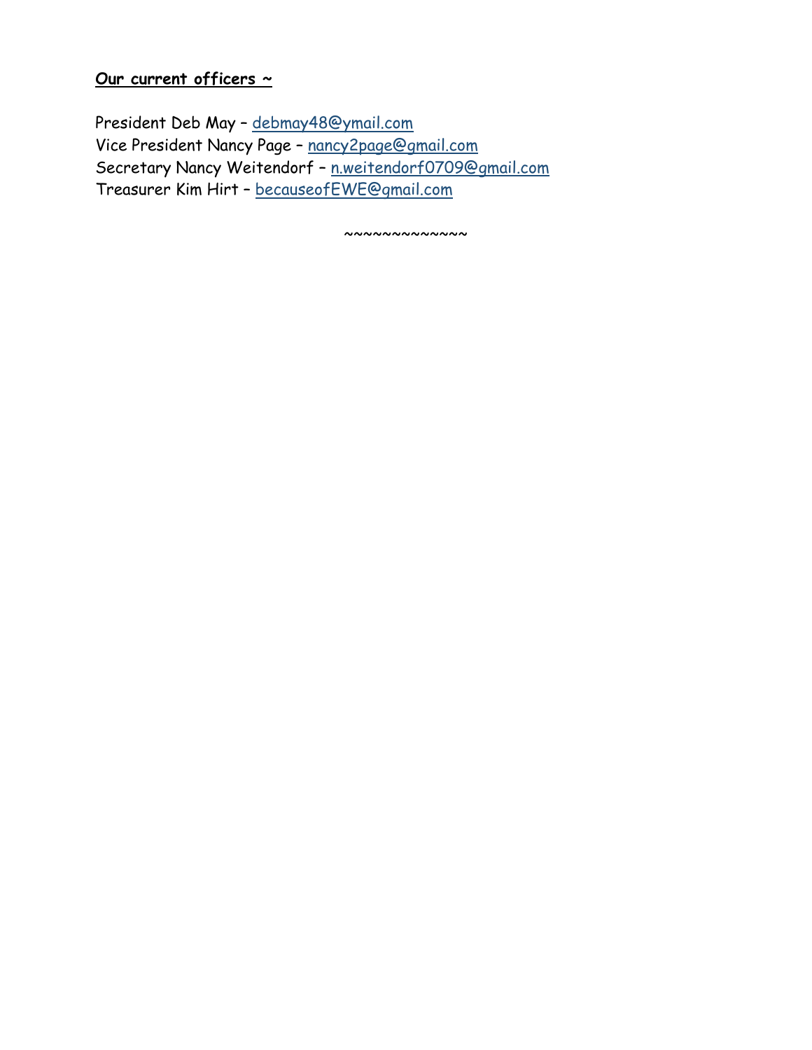**Our current officers ~**

President Deb May – debmay48@ymail.com
Vice President Nancy Page – nancy2page@gmail.com
Secretary Nancy Weitendorf – n.weitendorf0709@gmail.com
Treasurer Kim Hirt – becauseofEWE@gmail.com

~~~~~~~~~~~~~